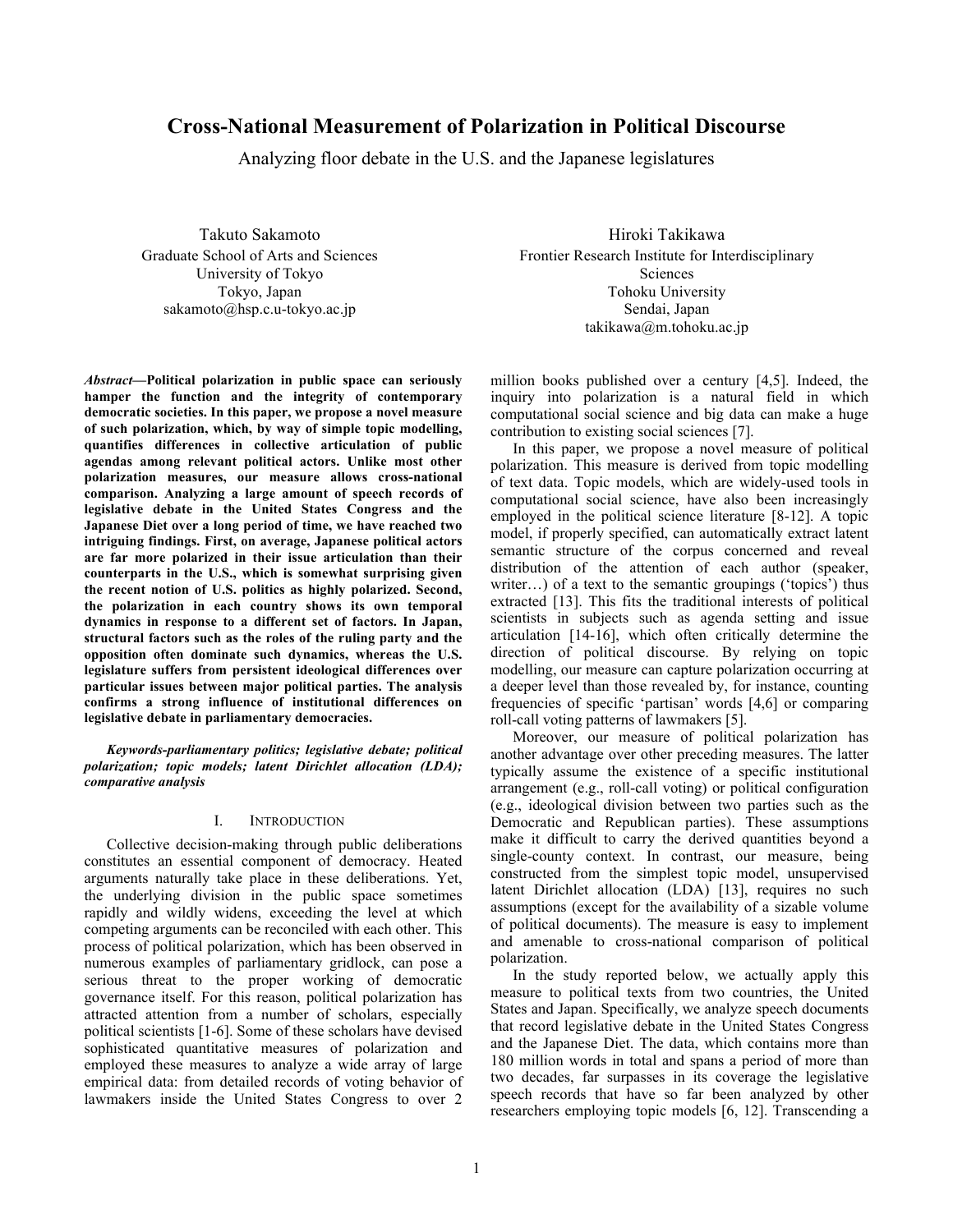# Cross-National Measurement of Polarization in Political Discourse

Analyzing floor debate in the U.S. and the Japanese legislatures

Takuto Sakamoto
Graduate School of Arts and Sciences
University of Tokyo
Tokyo, Japan
sakamoto@hsp.c.u-tokyo.ac.jp

Hiroki Takikawa
Frontier Research Institute for Interdisciplinary Sciences
Tohoku University
Sendai, Japan
takikawa@m.tohoku.ac.jp

***Abstract*—Political polarization in public space can seriously hamper the function and the integrity of contemporary democratic societies. In this paper, we propose a novel measure of such polarization, which, by way of simple topic modelling, quantifies differences in collective articulation of public agendas among relevant political actors. Unlike most other polarization measures, our measure allows cross-national comparison. Analyzing a large amount of speech records of legislative debate in the United States Congress and the Japanese Diet over a long period of time, we have reached two intriguing findings. First, on average, Japanese political actors are far more polarized in their issue articulation than their counterparts in the U.S., which is somewhat surprising given the recent notion of U.S. politics as highly polarized. Second, the polarization in each country shows its own temporal dynamics in response to a different set of factors. In Japan, structural factors such as the roles of the ruling party and the opposition often dominate such dynamics, whereas the U.S. legislature suffers from persistent ideological differences over particular issues between major political parties. The analysis confirms a strong influence of institutional differences on legislative debate in parliamentary democracies.**

***Keywords-parliamentary politics; legislative debate; political polarization; topic models; latent Dirichlet allocation (LDA); comparative analysis***

## I. Introduction

Collective decision-making through public deliberations constitutes an essential component of democracy. Heated arguments naturally take place in these deliberations. Yet, the underlying division in the public space sometimes rapidly and wildly widens, exceeding the level at which competing arguments can be reconciled with each other. This process of political polarization, which has been observed in numerous examples of parliamentary gridlock, can pose a serious threat to the proper working of democratic governance itself. For this reason, political polarization has attracted attention from a number of scholars, especially political scientists [1-6]. Some of these scholars have devised sophisticated quantitative measures of polarization and employed these measures to analyze a wide array of large empirical data: from detailed records of voting behavior of lawmakers inside the United States Congress to over 2 million books published over a century [4,5]. Indeed, the inquiry into polarization is a natural field in which computational social science and big data can make a huge contribution to existing social sciences [7].

In this paper, we propose a novel measure of political polarization. This measure is derived from topic modelling of text data. Topic models, which are widely-used tools in computational social science, have also been increasingly employed in the political science literature [8-12]. A topic model, if properly specified, can automatically extract latent semantic structure of the corpus concerned and reveal distribution of the attention of each author (speaker, writer…) of a text to the semantic groupings ('topics') thus extracted [13]. This fits the traditional interests of political scientists in subjects such as agenda setting and issue articulation [14-16], which often critically determine the direction of political discourse. By relying on topic modelling, our measure can capture polarization occurring at a deeper level than those revealed by, for instance, counting frequencies of specific 'partisan' words [4,6] or comparing roll-call voting patterns of lawmakers [5].

Moreover, our measure of political polarization has another advantage over other preceding measures. The latter typically assume the existence of a specific institutional arrangement (e.g., roll-call voting) or political configuration (e.g., ideological division between two parties such as the Democratic and Republican parties). These assumptions make it difficult to carry the derived quantities beyond a single-county context. In contrast, our measure, being constructed from the simplest topic model, unsupervised latent Dirichlet allocation (LDA) [13], requires no such assumptions (except for the availability of a sizable volume of political documents). The measure is easy to implement and amenable to cross-national comparison of political polarization.

In the study reported below, we actually apply this measure to political texts from two countries, the United States and Japan. Specifically, we analyze speech documents that record legislative debate in the United States Congress and the Japanese Diet. The data, which contains more than 180 million words in total and spans a period of more than two decades, far surpasses in its coverage the legislative speech records that have so far been analyzed by other researchers employing topic models [6, 12]. Transcending a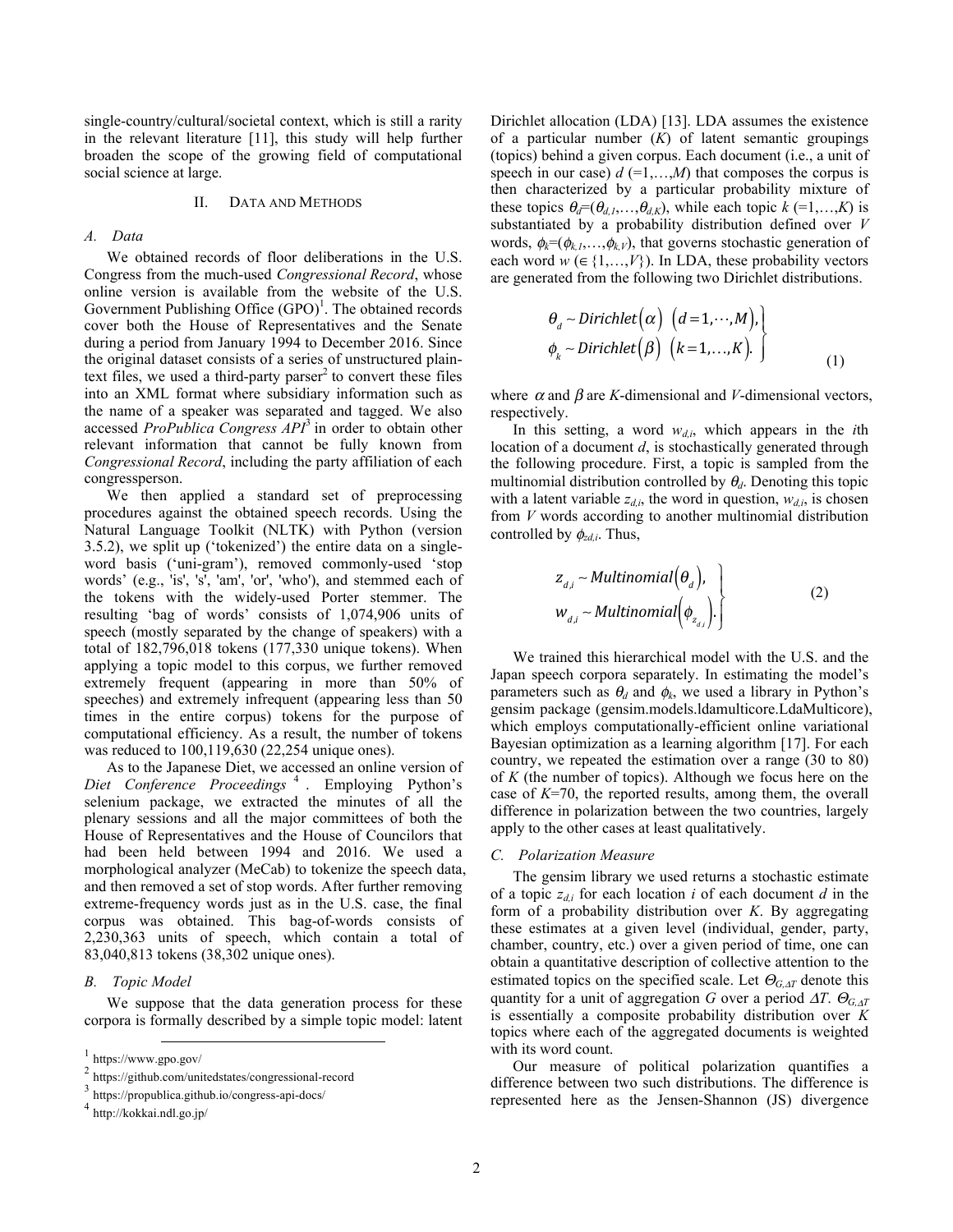single-country/cultural/societal context, which is still a rarity in the relevant literature [11], this study will help further broaden the scope of the growing field of computational social science at large.

## II. Data and Methods

### A. Data

We obtained records of floor deliberations in the U.S. Congress from the much-used *Congressional Record*, whose online version is available from the website of the U.S. Government Publishing Office (GPO)[1]. The obtained records cover both the House of Representatives and the Senate during a period from January 1994 to December 2016. Since the original dataset consists of a series of unstructured plain-text files, we used a third-party parser[2] to convert these files into an XML format where subsidiary information such as the name of a speaker was separated and tagged. We also accessed *ProPublica Congress API*[3] in order to obtain other relevant information that cannot be fully known from *Congressional Record*, including the party affiliation of each congressperson.

We then applied a standard set of preprocessing procedures against the obtained speech records. Using the Natural Language Toolkit (NLTK) with Python (version 3.5.2), we split up ('tokenized') the entire data on a single-word basis ('uni-gram'), removed commonly-used 'stop words' (e.g., 'is', 's', 'am', 'or', 'who'), and stemmed each of the tokens with the widely-used Porter stemmer. The resulting 'bag of words' consists of 1,074,906 units of speech (mostly separated by the change of speakers) with a total of 182,796,018 tokens (177,330 unique tokens). When applying a topic model to this corpus, we further removed extremely frequent (appearing in more than 50% of speeches) and extremely infrequent (appearing less than 50 times in the entire corpus) tokens for the purpose of computational efficiency. As a result, the number of tokens was reduced to 100,119,630 (22,254 unique ones).

As to the Japanese Diet, we accessed an online version of *Diet Conference Proceedings*[4]. Employing Python's selenium package, we extracted the minutes of all the plenary sessions and all the major committees of both the House of Representatives and the House of Councilors that had been held between 1994 and 2016. We used a morphological analyzer (MeCab) to tokenize the speech data, and then removed a set of stop words. After further removing extreme-frequency words just as in the U.S. case, the final corpus was obtained. This bag-of-words consists of 2,230,363 units of speech, which contain a total of 83,040,813 tokens (38,302 unique ones).

### B. Topic Model

We suppose that the data generation process for these corpora is formally described by a simple topic model: latent Dirichlet allocation (LDA) [13]. LDA assumes the existence of a particular number ($K$) of latent semantic groupings (topics) behind a given corpus. Each document (i.e., a unit of speech in our case) $d$ (=1,…,$M$) that composes the corpus is then characterized by a particular probability mixture of these topics $\theta_d=(\theta_{d,1},\ldots,\theta_{d,K})$, while each topic $k$ (=1,…,$K$) is substantiated by a probability distribution defined over $V$ words, $\phi_k=(\phi_{k,1},\ldots,\phi_{k,V})$, that governs stochastic generation of each word $w$ ($\in\{1,\ldots,V\}$). In LDA, these probability vectors are generated from the following two Dirichlet distributions.

$$
\left.
\begin{array}{l}
\theta_d \sim Dirichlet(\alpha) \quad (d=1,\cdots,M), \\
\phi_k \sim Dirichlet(\beta) \quad (k=1,\ldots,K).
\end{array}
\right\} \tag{1}
$$

where $\alpha$ and $\beta$ are $K$-dimensional and $V$-dimensional vectors, respectively.

In this setting, a word $w_{d,i}$, which appears in the $i$th location of a document $d$, is stochastically generated through the following procedure. First, a topic is sampled from the multinomial distribution controlled by $\theta_d$. Denoting this topic with a latent variable $z_{d,i}$, the word in question, $w_{d,i}$, is chosen from $V$ words according to another multinomial distribution controlled by $\phi_{zd,i}$. Thus,

$$
\left.
\begin{array}{l}
z_{d,i} \sim Multinomial(\theta_d), \\
w_{d,i} \sim Multinomial(\phi_{z_{d,i}}).
\end{array}
\right\} \tag{2}
$$

We trained this hierarchical model with the U.S. and the Japan speech corpora separately. In estimating the model's parameters such as $\theta_d$ and $\phi_k$, we used a library in Python's gensim package (gensim.models.ldamulticore.LdaMulticore), which employs computationally-efficient online variational Bayesian optimization as a learning algorithm [17]. For each country, we repeated the estimation over a range (30 to 80) of $K$ (the number of topics). Although we focus here on the case of $K$=70, the reported results, among them, the overall difference in polarization between the two countries, largely apply to the other cases at least qualitatively.

### C. Polarization Measure

The gensim library we used returns a stochastic estimate of a topic $z_{d,i}$ for each location $i$ of each document $d$ in the form of a probability distribution over $K$. By aggregating these estimates at a given level (individual, gender, party, chamber, country, etc.) over a given period of time, one can obtain a quantitative description of collective attention to the estimated topics on the specified scale. Let $\Theta_{G,\Delta T}$ denote this quantity for a unit of aggregation $G$ over a period $\Delta T$. $\Theta_{G,\Delta T}$ is essentially a composite probability distribution over $K$ topics where each of the aggregated documents is weighted with its word count.

Our measure of political polarization quantifies a difference between two such distributions. The difference is represented here as the Jensen-Shannon (JS) divergence

---

[1] https://www.gpo.gov/

[2] https://github.com/unitedstates/congressional-record

[3] https://propublica.github.io/congress-api-docs/

[4] http://kokkai.ndl.go.jp/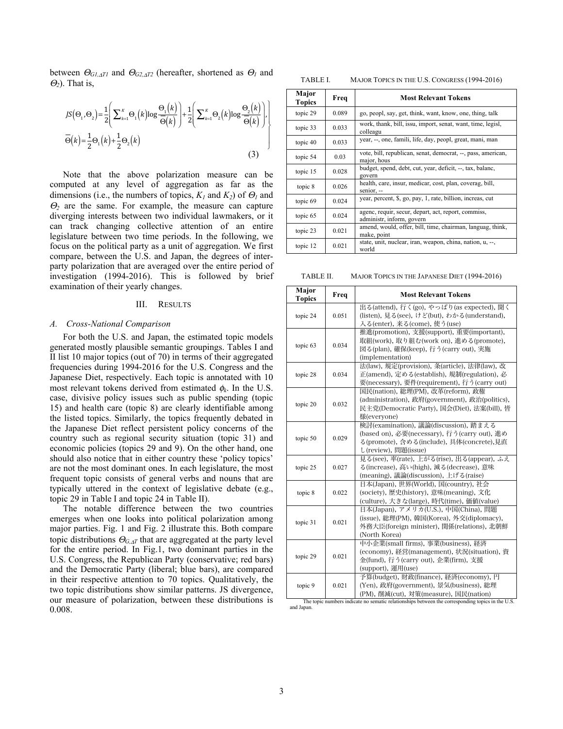between $\Theta_{G1,\Delta T1}$ and $\Theta_{G2,\Delta T2}$ (hereafter, shortened as $\Theta_1$ and $\Theta_2$). That is,

$$
\left.
\begin{aligned}
&JS(\Theta_1,\Theta_2)=\frac{1}{2}\left(\sum_{k=1}^{K}\Theta_1(k)\log\frac{\Theta_1(k)}{\overline{\Theta}(k)}\right)+\frac{1}{2}\left(\sum_{k=1}^{K}\Theta_2(k)\log\frac{\Theta_2(k)}{\overline{\Theta}(k)}\right),\\
&\overline{\Theta}(k)=\frac{1}{2}\Theta_1(k)+\frac{1}{2}\Theta_2(k)
\end{aligned}
\right\}
\tag{3}
$$

Note that the above polarization measure can be computed at any level of aggregation as far as the dimensions (i.e., the numbers of topics, $K_1$ and $K_2$) of $\Theta_1$ and $\Theta_2$ are the same. For example, the measure can capture diverging interests between two individual lawmakers, or it can track changing collective attention of an entire legislature between two time periods. In the following, we focus on the political party as a unit of aggregation. We first compare, between the U.S. and Japan, the degrees of inter-party polarization that are averaged over the entire period of investigation (1994-2016). This is followed by brief examination of their yearly changes.

## III. Results

### A. Cross-National Comparison

For both the U.S. and Japan, the estimated topic models generated mostly plausible semantic groupings. Tables I and II list 10 major topics (out of 70) in terms of their aggregated frequencies during 1994-2016 for the U.S. Congress and the Japanese Diet, respectively. Each topic is annotated with 10 most relevant tokens derived from estimated $\phi_k$. In the U.S. case, divisive policy issues such as public spending (topic 15) and health care (topic 8) are clearly identifiable among the listed topics. Similarly, the topics frequently debated in the Japanese Diet reflect persistent policy concerns of the country such as regional security situation (topic 31) and economic policies (topics 29 and 9). On the other hand, one should also notice that in either country these 'policy topics' are not the most dominant ones. In each legislature, the most frequent topic consists of general verbs and nouns that are typically uttered in the context of legislative debate (e.g., topic 29 in Table I and topic 24 in Table II).

The notable difference between the two countries emerges when one looks into political polarization among major parties. Fig. 1 and Fig. 2 illustrate this. Both compare topic distributions $\Theta_{G,\Delta T}$ that are aggregated at the party level for the entire period. In Fig.1, two dominant parties in the U.S. Congress, the Republican Party (conservative; red bars) and the Democratic Party (liberal; blue bars), are compared in their respective attention to 70 topics. Qualitatively, the two topic distributions show similar patterns. JS divergence, our measure of polarization, between these distributions is 0.008.

TABLE I. MAJOR TOPICS IN THE U.S. CONGRESS (1994-2016)

| Major Topics | Freq | Most Relevant Tokens |
|---|---|---|
| topic 29 | 0.089 | go, peopl, say, get, think, want, know, one, thing, talk |
| topic 33 | 0.033 | work, thank, bill, issu, import, senat, want, time, legisl, colleagu |
| topic 40 | 0.033 | year, --, one, famili, life, day, peopl, great, mani, man |
| topic 54 | 0.03 | vote, bill, republican, senat, democrat, --, pass, american, major, hous |
| topic 15 | 0.028 | budget, spend, debt, cut, year, deficit, --, tax, balanc, govern |
| topic 8 | 0.026 | health, care, insur, medicar, cost, plan, coverag, bill, senior, -- |
| topic 69 | 0.024 | year, percent, $, go, pay, 1, rate, billion, increas, cut |
| topic 65 | 0.024 | agenc, requir, secur, depart, act, report, commiss, administr, inform, govern |
| topic 23 | 0.021 | amend, would, offer, bill, time, chairman, languag, think, make, point |
| topic 12 | 0.021 | state, unit, nuclear, iran, weapon, china, nation, u, --, world |

TABLE II. MAJOR TOPICS IN THE JAPANESE DIET (1994-2016)

| Major Topics | Freq | Most Relevant Tokens |
|---|---|---|
| topic 24 | 0.051 | 出る(attend), 行く(go), やっぱり(as expected), 聞く(listen), 見る(see), けど(but), わかる(understand), 入る(enter), 来る(come), 使う(use) |
| topic 63 | 0.034 | 推進(promotion), 支援(support), 重要(important), 取組(work), 取り組む(work on), 進める(promote), 図る(plan), 確保(keep), 行う(carry out), 実施(implementation) |
| topic 28 | 0.034 | 法(law), 規定(provision), 条(article), 法律(law), 改正(amend), 定める(establish), 規制(regulation), 必要(necessary), 要件(requirement), 行う(carry out) |
| topic 20 | 0.032 | 国民(nation), 総理(PM), 改革(reform), 政権(administration), 政府(government), 政治(politics), 民主党(Democratic Party), 国会(Diet), 法案(bill), 皆様(everyone) |
| topic 50 | 0.029 | 検討(examination), 議論(discussion), 踏まえる(based on), 必要(necessary), 行う(carry out), 進める(promote), 含める(include), 具体(concrete),見直し(review), 問題(issue) |
| topic 25 | 0.027 | 見る(see), 率(rate), 上がる(rise), 出る(appear), ふえる(increase), 高い(high), 減る(decrease), 意味(meaning), 議論(discussion), 上げる(raise) |
| topic 8 | 0.022 | 日本(Japan), 世界(World), 国(country), 社会(society), 歴史(history), 意味(meaning), 文化(culture), 大きな(large), 時代(time), 価値(value) |
| topic 31 | 0.021 | 日本(Japan), アメリカ(U.S.), 中国(China), 問題(issue), 総理(PM), 韓国(Korea), 外交(diplomacy), 外務大臣(foreign minister), 関係(relations), 北朝鮮(North Korea) |
| topic 29 | 0.021 | 中小企業(small firms), 事業(business), 経済(economy), 経営(management), 状況(situation), 資金(fund), 行う(carry out), 企業(firm), 支援(support), 運用(use) |
| topic 9 | 0.021 | 予算(budget), 財政(finance), 経済(economy), 円(Yen), 政府(government), 景気(business), 総理(PM), 削減(cut), 対策(measure), 国民(nation) |

The topic numbers indicate no sematic relationships between the corresponding topics in the U.S. and Japan.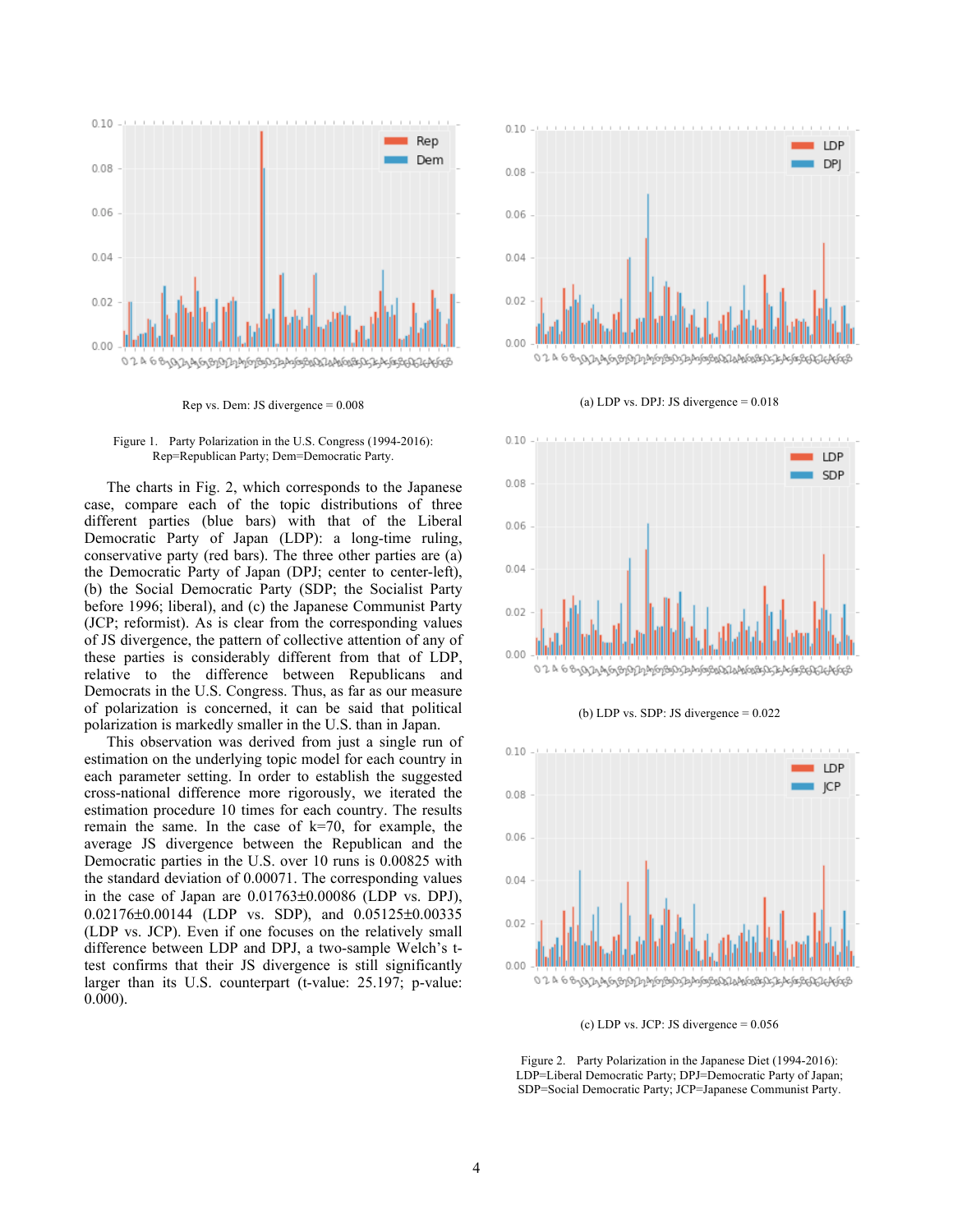Rep vs. Dem: JS divergence = 0.008

Figure 1. Party Polarization in the U.S. Congress (1994-2016): Rep=Republican Party; Dem=Democratic Party.

The charts in Fig. 2, which corresponds to the Japanese case, compare each of the topic distributions of three different parties (blue bars) with that of the Liberal Democratic Party of Japan (LDP): a long-time ruling, conservative party (red bars). The three other parties are (a) the Democratic Party of Japan (DPJ; center to center-left), (b) the Social Democratic Party (SDP; the Socialist Party before 1996; liberal), and (c) the Japanese Communist Party (JCP; reformist). As is clear from the corresponding values of JS divergence, the pattern of collective attention of any of these parties is considerably different from that of LDP, relative to the difference between Republicans and Democrats in the U.S. Congress. Thus, as far as our measure of polarization is concerned, it can be said that political polarization is markedly smaller in the U.S. than in Japan.

This observation was derived from just a single run of estimation on the underlying topic model for each country in each parameter setting. In order to establish the suggested cross-national difference more rigorously, we iterated the estimation procedure 10 times for each country. The results remain the same. In the case of k=70, for example, the average JS divergence between the Republican and the Democratic parties in the U.S. over 10 runs is 0.00825 with the standard deviation of 0.00071. The corresponding values in the case of Japan are 0.01763±0.00086 (LDP vs. DPJ), 0.02176±0.00144 (LDP vs. SDP), and 0.05125±0.00335 (LDP vs. JCP). Even if one focuses on the relatively small difference between LDP and DPJ, a two-sample Welch's t-test confirms that their JS divergence is still significantly larger than its U.S. counterpart (t-value: 25.197; p-value: 0.000).

(a) LDP vs. DPJ: JS divergence = 0.018

(b) LDP vs. SDP: JS divergence = 0.022

(c) LDP vs. JCP: JS divergence = 0.056

Figure 2. Party Polarization in the Japanese Diet (1994-2016): LDP=Liberal Democratic Party; DPJ=Democratic Party of Japan; SDP=Social Democratic Party; JCP=Japanese Communist Party.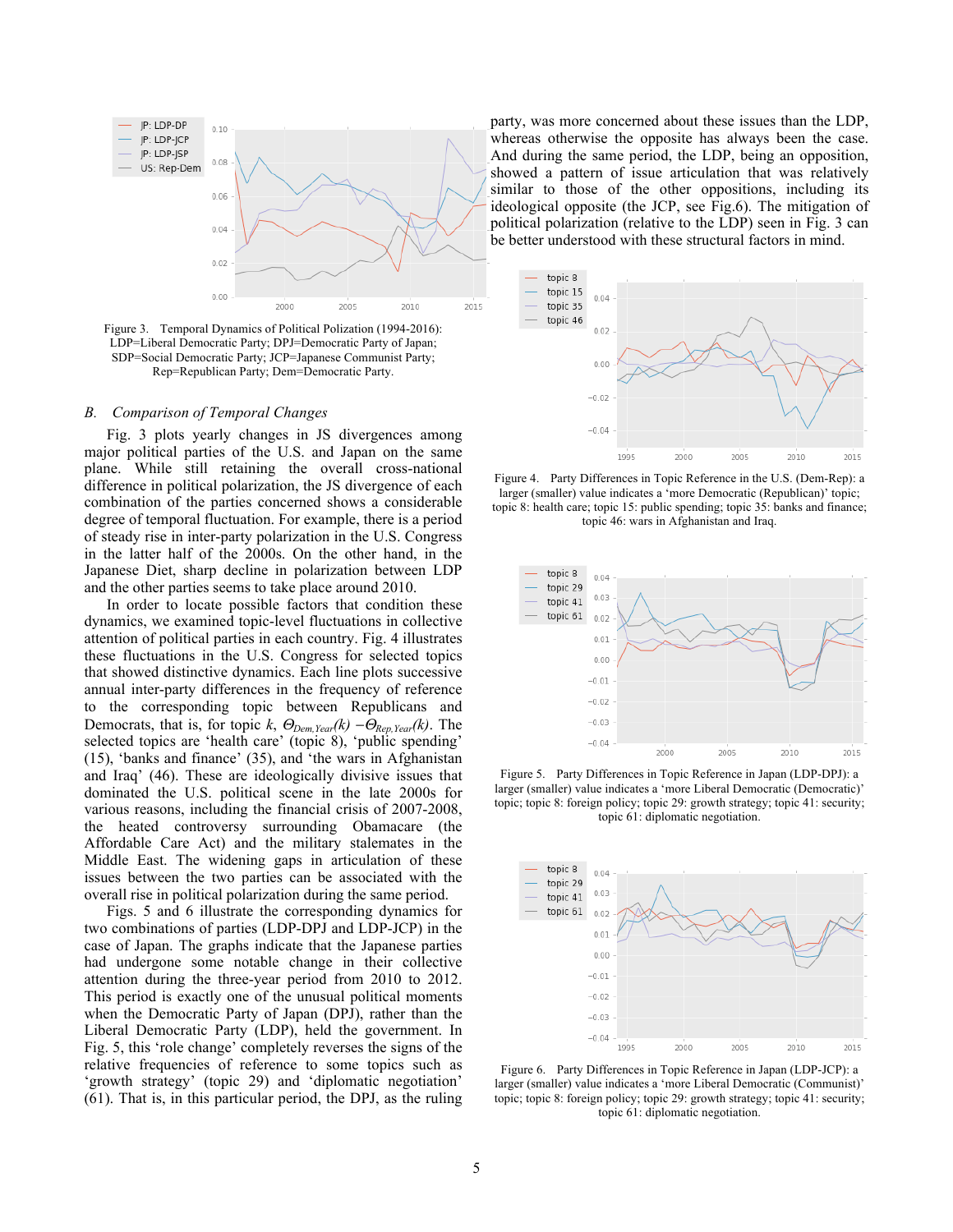Figure 3. Temporal Dynamics of Political Polization (1994-2016): LDP=Liberal Democratic Party; DPJ=Democratic Party of Japan; SDP=Social Democratic Party; JCP=Japanese Communist Party; Rep=Republican Party; Dem=Democratic Party.

## B. *Comparison of Temporal Changes*

Fig. 3 plots yearly changes in JS divergences among major political parties of the U.S. and Japan on the same plane. While still retaining the overall cross-national difference in political polarization, the JS divergence of each combination of the parties concerned shows a considerable degree of temporal fluctuation. For example, there is a period of steady rise in inter-party polarization in the U.S. Congress in the latter half of the 2000s. On the other hand, in the Japanese Diet, sharp decline in polarization between LDP and the other parties seems to take place around 2010.

In order to locate possible factors that condition these dynamics, we examined topic-level fluctuations in collective attention of political parties in each country. Fig. 4 illustrates these fluctuations in the U.S. Congress for selected topics that showed distinctive dynamics. Each line plots successive annual inter-party differences in the frequency of reference to the corresponding topic between Republicans and Democrats, that is, for topic $k$, $\Theta_{Dem,Year}(k) - \Theta_{Rep,Year}(k)$. The selected topics are 'health care' (topic 8), 'public spending' (15), 'banks and finance' (35), and 'the wars in Afghanistan and Iraq' (46). These are ideologically divisive issues that dominated the U.S. political scene in the late 2000s for various reasons, including the financial crisis of 2007-2008, the heated controversy surrounding Obamacare (the Affordable Care Act) and the military stalemates in the Middle East. The widening gaps in articulation of these issues between the two parties can be associated with the overall rise in political polarization during the same period.

Figs. 5 and 6 illustrate the corresponding dynamics for two combinations of parties (LDP-DPJ and LDP-JCP) in the case of Japan. The graphs indicate that the Japanese parties had undergone some notable change in their collective attention during the three-year period from 2010 to 2012. This period is exactly one of the unusual political moments when the Democratic Party of Japan (DPJ), rather than the Liberal Democratic Party (LDP), held the government. In Fig. 5, this 'role change' completely reverses the signs of the relative frequencies of reference to some topics such as 'growth strategy' (topic 29) and 'diplomatic negotiation' (61). That is, in this particular period, the DPJ, as the ruling party, was more concerned about these issues than the LDP, whereas otherwise the opposite has always been the case. And during the same period, the LDP, being an opposition, showed a pattern of issue articulation that was relatively similar to those of the other oppositions, including its ideological opposite (the JCP, see Fig.6). The mitigation of political polarization (relative to the LDP) seen in Fig. 3 can be better understood with these structural factors in mind.

Figure 4. Party Differences in Topic Reference in the U.S. (Dem-Rep): a larger (smaller) value indicates a 'more Democratic (Republican)' topic; topic 8: health care; topic 15: public spending; topic 35: banks and finance; topic 46: wars in Afghanistan and Iraq.

Figure 5. Party Differences in Topic Reference in Japan (LDP-DPJ): a larger (smaller) value indicates a 'more Liberal Democratic (Democratic)' topic; topic 8: foreign policy; topic 29: growth strategy; topic 41: security; topic 61: diplomatic negotiation.

Figure 6. Party Differences in Topic Reference in Japan (LDP-JCP): a larger (smaller) value indicates a 'more Liberal Democratic (Communist)' topic; topic 8: foreign policy; topic 29: growth strategy; topic 41: security; topic 61: diplomatic negotiation.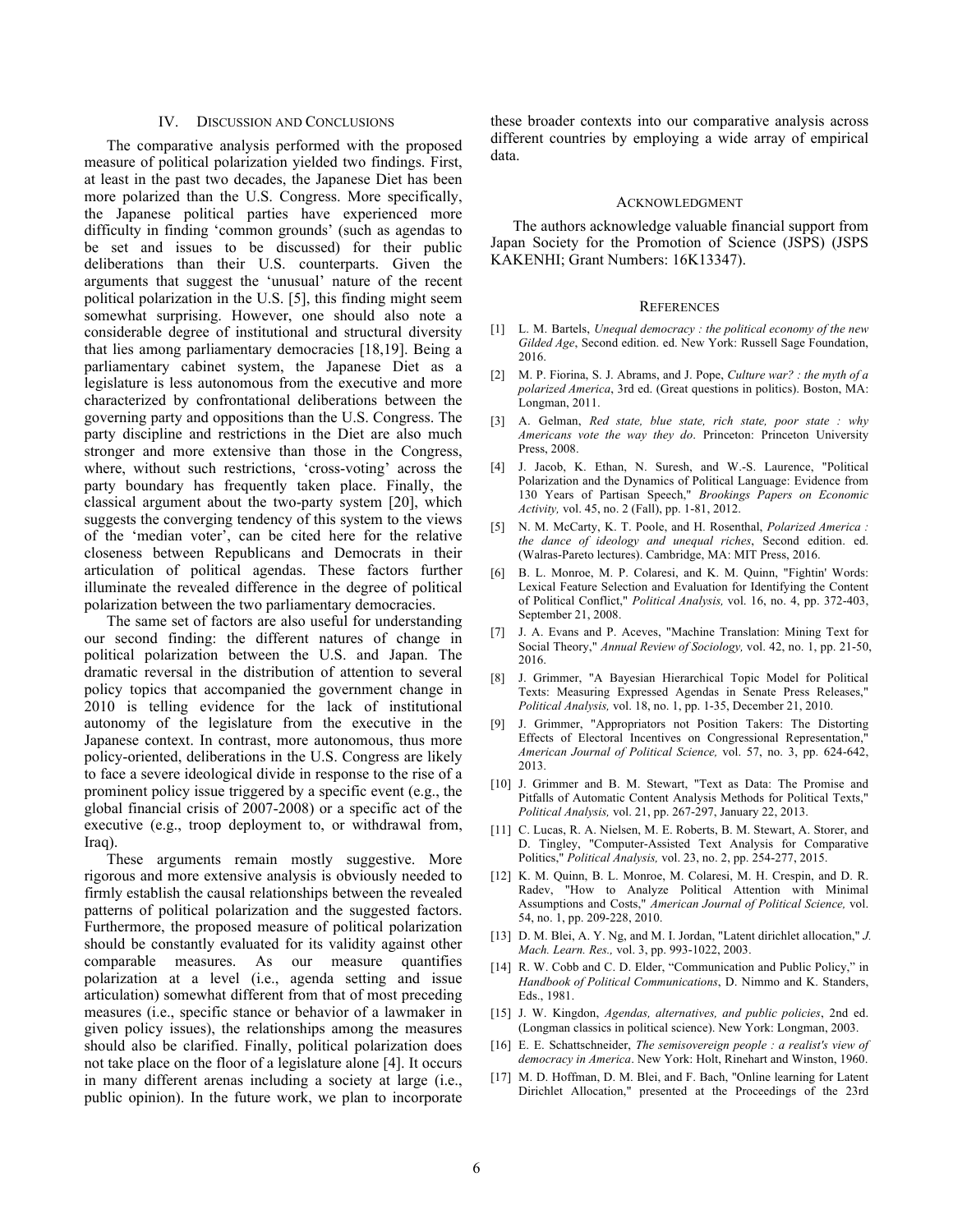## IV. Discussion and Conclusions

The comparative analysis performed with the proposed measure of political polarization yielded two findings. First, at least in the past two decades, the Japanese Diet has been more polarized than the U.S. Congress. More specifically, the Japanese political parties have experienced more difficulty in finding 'common grounds' (such as agendas to be set and issues to be discussed) for their public deliberations than their U.S. counterparts. Given the arguments that suggest the 'unusual' nature of the recent political polarization in the U.S. [5], this finding might seem somewhat surprising. However, one should also note a considerable degree of institutional and structural diversity that lies among parliamentary democracies [18,19]. Being a parliamentary cabinet system, the Japanese Diet as a legislature is less autonomous from the executive and more characterized by confrontational deliberations between the governing party and oppositions than the U.S. Congress. The party discipline and restrictions in the Diet are also much stronger and more extensive than those in the Congress, where, without such restrictions, 'cross-voting' across the party boundary has frequently taken place. Finally, the classical argument about the two-party system [20], which suggests the converging tendency of this system to the views of the 'median voter', can be cited here for the relative closeness between Republicans and Democrats in their articulation of political agendas. These factors further illuminate the revealed difference in the degree of political polarization between the two parliamentary democracies.

The same set of factors are also useful for understanding our second finding: the different natures of change in political polarization between the U.S. and Japan. The dramatic reversal in the distribution of attention to several policy topics that accompanied the government change in 2010 is telling evidence for the lack of institutional autonomy of the legislature from the executive in the Japanese context. In contrast, more autonomous, thus more policy-oriented, deliberations in the U.S. Congress are likely to face a severe ideological divide in response to the rise of a prominent policy issue triggered by a specific event (e.g., the global financial crisis of 2007-2008) or a specific act of the executive (e.g., troop deployment to, or withdrawal from, Iraq).

These arguments remain mostly suggestive. More rigorous and more extensive analysis is obviously needed to firmly establish the causal relationships between the revealed patterns of political polarization and the suggested factors. Furthermore, the proposed measure of political polarization should be constantly evaluated for its validity against other comparable measures. As our measure quantifies polarization at a level (i.e., agenda setting and issue articulation) somewhat different from that of most preceding measures (i.e., specific stance or behavior of a lawmaker in given policy issues), the relationships among the measures should also be clarified. Finally, political polarization does not take place on the floor of a legislature alone [4]. It occurs in many different arenas including a society at large (i.e., public opinion). In the future work, we plan to incorporate these broader contexts into our comparative analysis across different countries by employing a wide array of empirical data.

## Acknowledgment

The authors acknowledge valuable financial support from Japan Society for the Promotion of Science (JSPS) (JSPS KAKENHI; Grant Numbers: 16K13347).

## References

[1] L. M. Bartels, *Unequal democracy : the political economy of the new Gilded Age*, Second edition. ed. New York: Russell Sage Foundation, 2016.

[2] M. P. Fiorina, S. J. Abrams, and J. Pope, *Culture war? : the myth of a polarized America*, 3rd ed. (Great questions in politics). Boston, MA: Longman, 2011.

[3] A. Gelman, *Red state, blue state, rich state, poor state : why Americans vote the way they do*. Princeton: Princeton University Press, 2008.

[4] J. Jacob, K. Ethan, N. Suresh, and W.-S. Laurence, "Political Polarization and the Dynamics of Political Language: Evidence from 130 Years of Partisan Speech," *Brookings Papers on Economic Activity,* vol. 45, no. 2 (Fall), pp. 1-81, 2012.

[5] N. M. McCarty, K. T. Poole, and H. Rosenthal, *Polarized America : the dance of ideology and unequal riches*, Second edition. ed. (Walras-Pareto lectures). Cambridge, MA: MIT Press, 2016.

[6] B. L. Monroe, M. P. Colaresi, and K. M. Quinn, "Fightin' Words: Lexical Feature Selection and Evaluation for Identifying the Content of Political Conflict," *Political Analysis,* vol. 16, no. 4, pp. 372-403, September 21, 2008.

[7] J. A. Evans and P. Aceves, "Machine Translation: Mining Text for Social Theory," *Annual Review of Sociology,* vol. 42, no. 1, pp. 21-50, 2016.

[8] J. Grimmer, "A Bayesian Hierarchical Topic Model for Political Texts: Measuring Expressed Agendas in Senate Press Releases," *Political Analysis,* vol. 18, no. 1, pp. 1-35, December 21, 2010.

[9] J. Grimmer, "Appropriators not Position Takers: The Distorting Effects of Electoral Incentives on Congressional Representation," *American Journal of Political Science,* vol. 57, no. 3, pp. 624-642, 2013.

[10] J. Grimmer and B. M. Stewart, "Text as Data: The Promise and Pitfalls of Automatic Content Analysis Methods for Political Texts," *Political Analysis,* vol. 21, pp. 267-297, January 22, 2013.

[11] C. Lucas, R. A. Nielsen, M. E. Roberts, B. M. Stewart, A. Storer, and D. Tingley, "Computer-Assisted Text Analysis for Comparative Politics," *Political Analysis,* vol. 23, no. 2, pp. 254-277, 2015.

[12] K. M. Quinn, B. L. Monroe, M. Colaresi, M. H. Crespin, and D. R. Radev, "How to Analyze Political Attention with Minimal Assumptions and Costs," *American Journal of Political Science,* vol. 54, no. 1, pp. 209-228, 2010.

[13] D. M. Blei, A. Y. Ng, and M. I. Jordan, "Latent dirichlet allocation," *J. Mach. Learn. Res.,* vol. 3, pp. 993-1022, 2003.

[14] R. W. Cobb and C. D. Elder, "Communication and Public Policy," in *Handbook of Political Communications*, D. Nimmo and K. Standers, Eds., 1981.

[15] J. W. Kingdon, *Agendas, alternatives, and public policies*, 2nd ed. (Longman classics in political science). New York: Longman, 2003.

[16] E. E. Schattschneider, *The semisovereign people : a realist's view of democracy in America*. New York: Holt, Rinehart and Winston, 1960.

[17] M. D. Hoffman, D. M. Blei, and F. Bach, "Online learning for Latent Dirichlet Allocation," presented at the Proceedings of the 23rd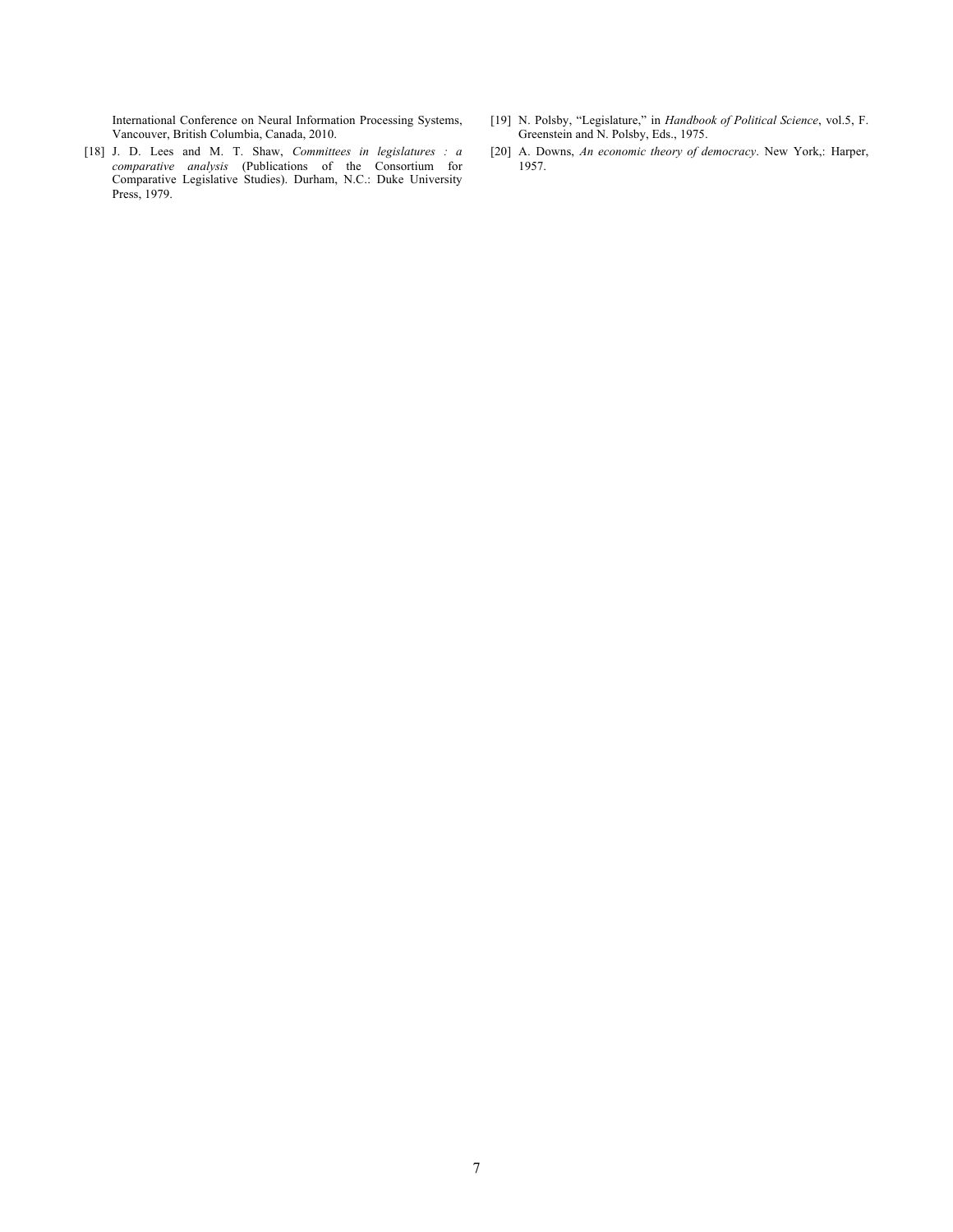International Conference on Neural Information Processing Systems, Vancouver, British Columbia, Canada, 2010.

[18] J. D. Lees and M. T. Shaw, *Committees in legislatures : a comparative analysis* (Publications of the Consortium for Comparative Legislative Studies). Durham, N.C.: Duke University Press, 1979.

[19] N. Polsby, "Legislature," in *Handbook of Political Science*, vol.5, F. Greenstein and N. Polsby, Eds., 1975.

[20] A. Downs, *An economic theory of democracy*. New York,: Harper, 1957.